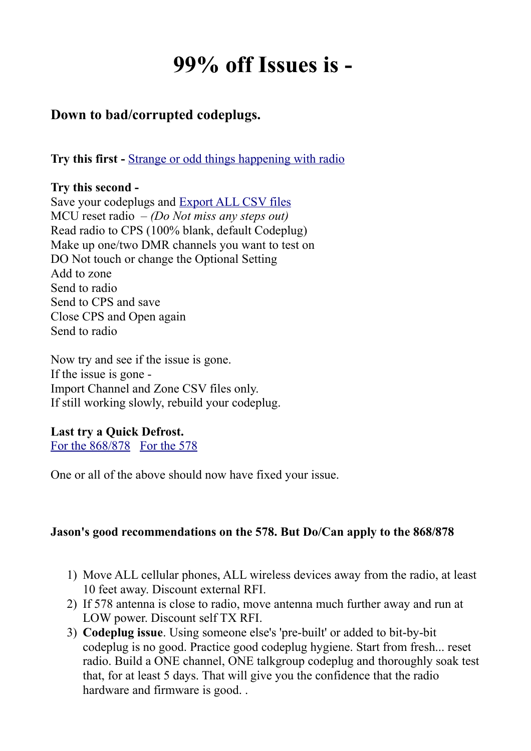# 99% off Issues is -

### Down to bad/corrupted codeplugs.

**Try this first -** [Strange or odd things happening with radio]()

**Try this second -**
Save your codeplugs and [Export ALL CSV files]()
MCU reset radio – *(Do Not miss any steps out)*
Read radio to CPS (100% blank, default Codeplug)
Make up one/two DMR channels you want to test on
DO Not touch or change the Optional Setting
Add to zone
Send to radio
Send to CPS and save
Close CPS and Open again
Send to radio

Now try and see if the issue is gone.
If the issue is gone -
Import Channel and Zone CSV files only.
If still working slowly, rebuild your codeplug.

**Last try a Quick Defrost.**
[For the 868/878]() [For the 578]()

One or all of the above should now have fixed your issue.

**Jason's good recommendations on the 578. But Do/Can apply to the 868/878**

1) Move ALL cellular phones, ALL wireless devices away from the radio, at least 10 feet away. Discount external RFI.
2) If 578 antenna is close to radio, move antenna much further away and run at LOW power. Discount self TX RFI.
3) **Codeplug issue**. Using someone else's 'pre-built' or added to bit-by-bit codeplug is no good. Practice good codeplug hygiene. Start from fresh... reset radio. Build a ONE channel, ONE talkgroup codeplug and thoroughly soak test that, for at least 5 days. That will give you the confidence that the radio hardware and firmware is good. .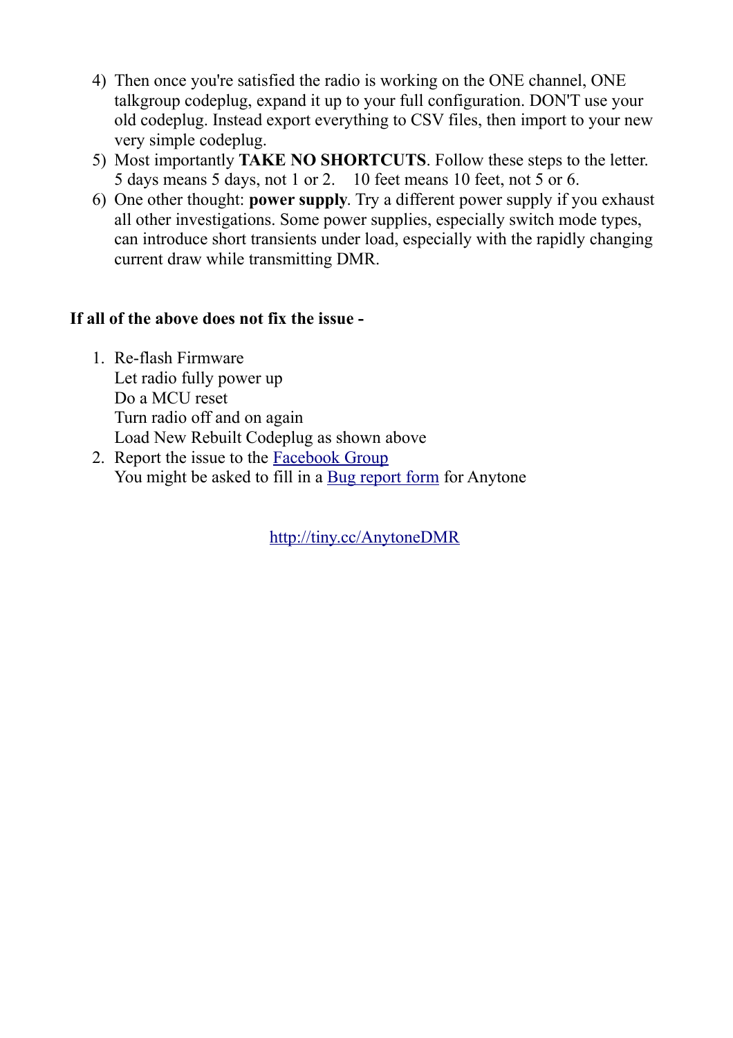4) Then once you're satisfied the radio is working on the ONE channel, ONE talkgroup codeplug, expand it up to your full configuration. DON'T use your old codeplug. Instead export everything to CSV files, then import to your new very simple codeplug.
5) Most importantly **TAKE NO SHORTCUTS**. Follow these steps to the letter. 5 days means 5 days, not 1 or 2. 10 feet means 10 feet, not 5 or 6.
6) One other thought: **power supply**. Try a different power supply if you exhaust all other investigations. Some power supplies, especially switch mode types, can introduce short transients under load, especially with the rapidly changing current draw while transmitting DMR.

**If all of the above does not fix the issue -**

1. Re-flash Firmware
   Let radio fully power up
   Do a MCU reset
   Turn radio off and on again
   Load New Rebuilt Codeplug as shown above
2. Report the issue to the Facebook Group
   You might be asked to fill in a Bug report form for Anytone

http://tiny.cc/AnytoneDMR